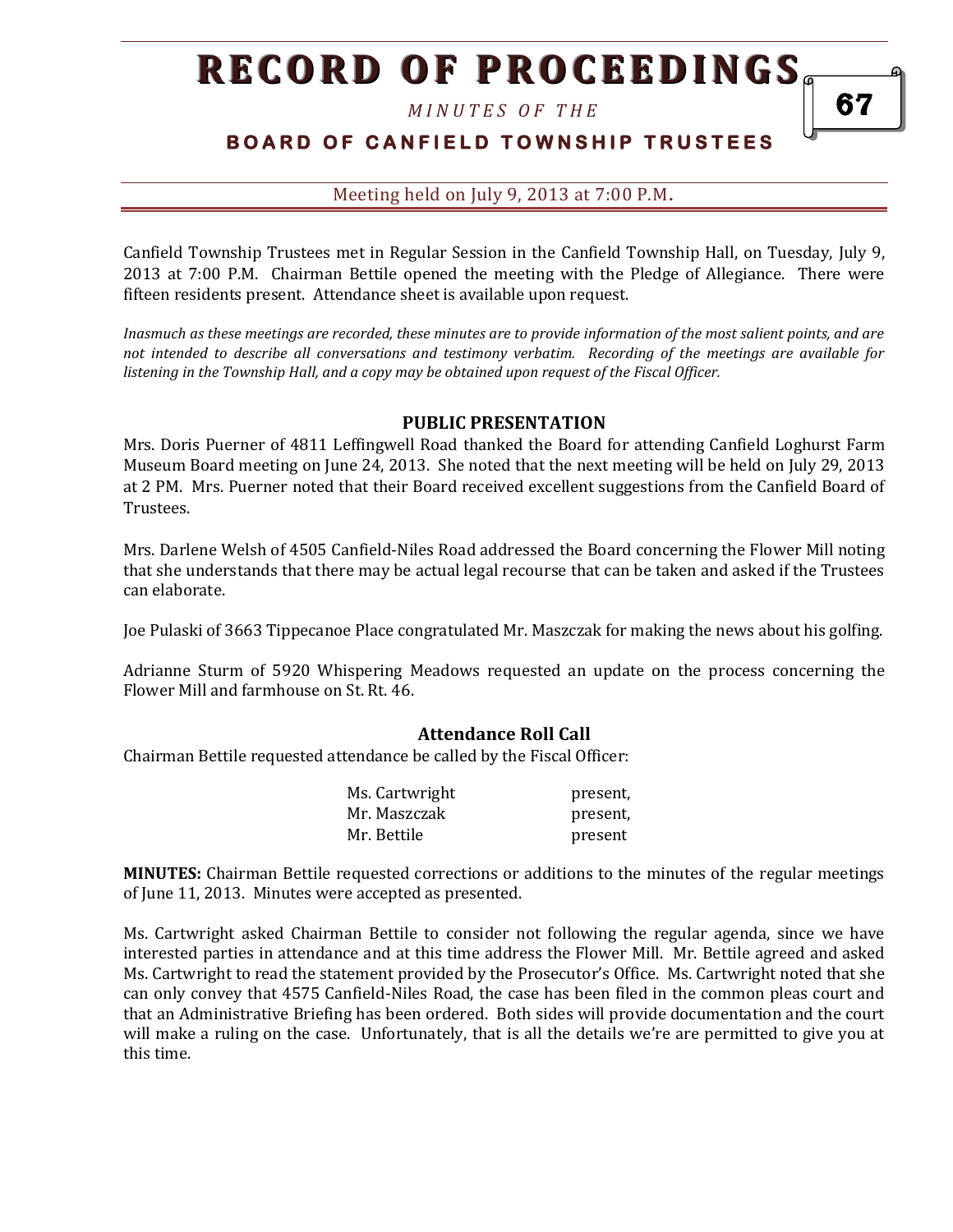# RECORD OF PROCEEDINGS

*MINUTES OF THE*

## BOARD OF CANFIELD TOWNSHIP TRUSTEES

Meeting held on July 9, 2013 at 7:00 P.M.

Canfield Township Trustees met in Regular Session in the Canfield Township Hall, on Tuesday, July 9, 2013 at 7:00 P.M. Chairman Bettile opened the meeting with the Pledge of Allegiance. There were fifteen residents present. Attendance sheet is available upon request.

*Inasmuch as these meetings are recorded, these minutes are to provide information of the most salient points, and are not intended to describe all conversations and testimony verbatim. Recording of the meetings are available for listening in the Township Hall, and a copy may be obtained upon request of the Fiscal Officer.*

### PUBLIC PRESENTATION

Mrs. Doris Puerner of 4811 Leffingwell Road thanked the Board for attending Canfield Loghurst Farm Museum Board meeting on June 24, 2013. She noted that the next meeting will be held on July 29, 2013 at 2 PM. Mrs. Puerner noted that their Board received excellent suggestions from the Canfield Board of Trustees.

Mrs. Darlene Welsh of 4505 Canfield-Niles Road addressed the Board concerning the Flower Mill noting that she understands that there may be actual legal recourse that can be taken and asked if the Trustees can elaborate.

Joe Pulaski of 3663 Tippecanoe Place congratulated Mr. Maszczak for making the news about his golfing.

Adrianne Sturm of 5920 Whispering Meadows requested an update on the process concerning the Flower Mill and farmhouse on St. Rt. 46.

### Attendance Roll Call

Chairman Bettile requested attendance be called by the Fiscal Officer:

| | |
|---|---|
| Ms. Cartwright | present, |
| Mr. Maszczak | present, |
| Mr. Bettile | present |

**MINUTES:** Chairman Bettile requested corrections or additions to the minutes of the regular meetings of June 11, 2013. Minutes were accepted as presented.

Ms. Cartwright asked Chairman Bettile to consider not following the regular agenda, since we have interested parties in attendance and at this time address the Flower Mill. Mr. Bettile agreed and asked Ms. Cartwright to read the statement provided by the Prosecutor's Office. Ms. Cartwright noted that she can only convey that 4575 Canfield-Niles Road, the case has been filed in the common pleas court and that an Administrative Briefing has been ordered. Both sides will provide documentation and the court will make a ruling on the case. Unfortunately, that is all the details we're are permitted to give you at this time.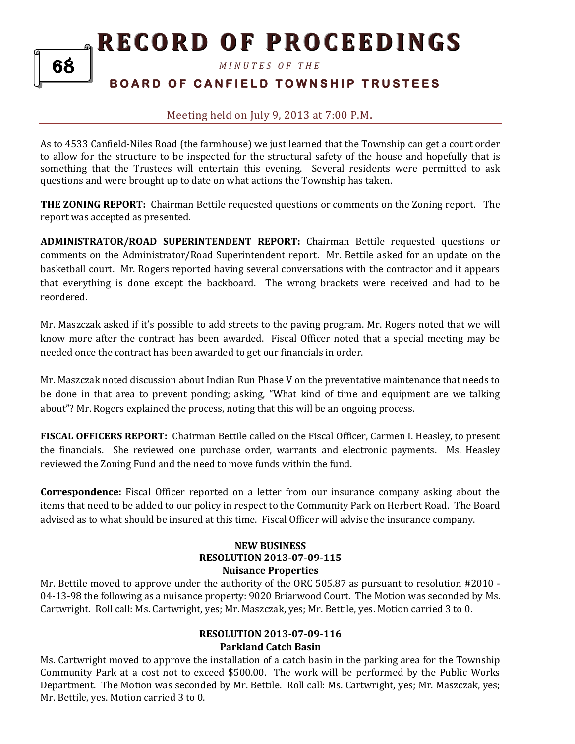As to 4533 Canfield-Niles Road (the farmhouse) we just learned that the Township can get a court order to allow for the structure to be inspected for the structural safety of the house and hopefully that is something that the Trustees will entertain this evening. Several residents were permitted to ask questions and were brought up to date on what actions the Township has taken.

**THE ZONING REPORT:** Chairman Bettile requested questions or comments on the Zoning report. The report was accepted as presented.

**ADMINISTRATOR/ROAD SUPERINTENDENT REPORT:** Chairman Bettile requested questions or comments on the Administrator/Road Superintendent report. Mr. Bettile asked for an update on the basketball court. Mr. Rogers reported having several conversations with the contractor and it appears that everything is done except the backboard. The wrong brackets were received and had to be reordered.

Mr. Maszczak asked if it's possible to add streets to the paving program. Mr. Rogers noted that we will know more after the contract has been awarded. Fiscal Officer noted that a special meeting may be needed once the contract has been awarded to get our financials in order.

Mr. Maszczak noted discussion about Indian Run Phase V on the preventative maintenance that needs to be done in that area to prevent ponding; asking, "What kind of time and equipment are we talking about"? Mr. Rogers explained the process, noting that this will be an ongoing process.

**FISCAL OFFICERS REPORT:** Chairman Bettile called on the Fiscal Officer, Carmen I. Heasley, to present the financials. She reviewed one purchase order, warrants and electronic payments. Ms. Heasley reviewed the Zoning Fund and the need to move funds within the fund.

**Correspondence:** Fiscal Officer reported on a letter from our insurance company asking about the items that need to be added to our policy in respect to the Community Park on Herbert Road. The Board advised as to what should be insured at this time. Fiscal Officer will advise the insurance company.

**NEW BUSINESS**

**RESOLUTION 2013-07-09-115**

**Nuisance Properties**

Mr. Bettile moved to approve under the authority of the ORC 505.87 as pursuant to resolution #2010 - 04-13-98 the following as a nuisance property: 9020 Briarwood Court. The Motion was seconded by Ms. Cartwright. Roll call: Ms. Cartwright, yes; Mr. Maszczak, yes; Mr. Bettile, yes. Motion carried 3 to 0.

**RESOLUTION 2013-07-09-116**

**Parkland Catch Basin**

Ms. Cartwright moved to approve the installation of a catch basin in the parking area for the Township Community Park at a cost not to exceed $500.00. The work will be performed by the Public Works Department. The Motion was seconded by Mr. Bettile. Roll call: Ms. Cartwright, yes; Mr. Maszczak, yes; Mr. Bettile, yes. Motion carried 3 to 0.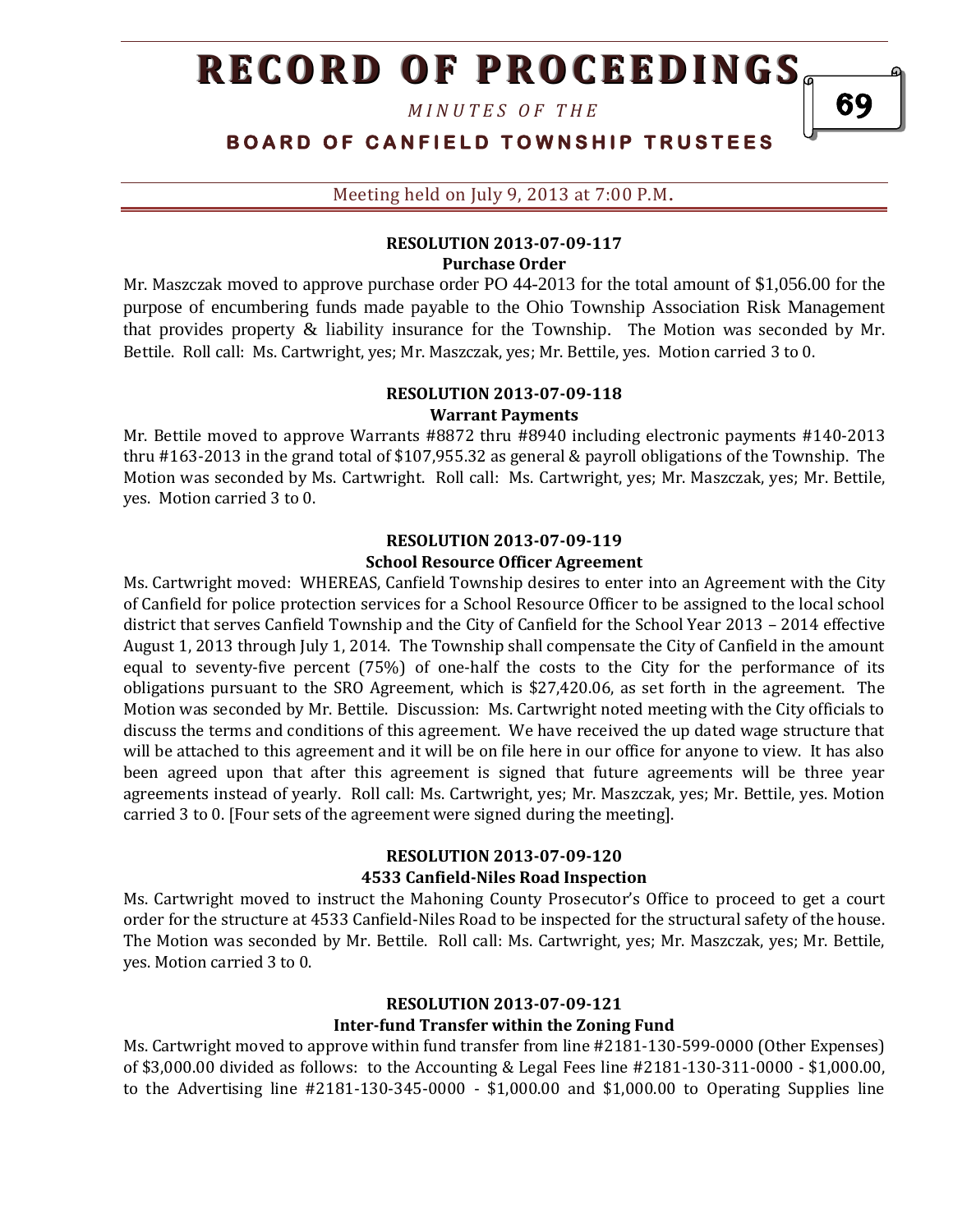Meeting held on July 9, 2013 at 7:00 P.M.

**RESOLUTION 2013-07-09-117**
**Purchase Order**

Mr. Maszczak moved to approve purchase order PO 44-2013 for the total amount of $1,056.00 for the purpose of encumbering funds made payable to the Ohio Township Association Risk Management that provides property & liability insurance for the Township. The Motion was seconded by Mr. Bettile. Roll call: Ms. Cartwright, yes; Mr. Maszczak, yes; Mr. Bettile, yes. Motion carried 3 to 0.

**RESOLUTION 2013-07-09-118**
**Warrant Payments**

Mr. Bettile moved to approve Warrants #8872 thru #8940 including electronic payments #140-2013 thru #163-2013 in the grand total of $107,955.32 as general & payroll obligations of the Township. The Motion was seconded by Ms. Cartwright. Roll call: Ms. Cartwright, yes; Mr. Maszczak, yes; Mr. Bettile, yes. Motion carried 3 to 0.

**RESOLUTION 2013-07-09-119**
**School Resource Officer Agreement**

Ms. Cartwright moved: WHEREAS, Canfield Township desires to enter into an Agreement with the City of Canfield for police protection services for a School Resource Officer to be assigned to the local school district that serves Canfield Township and the City of Canfield for the School Year 2013 – 2014 effective August 1, 2013 through July 1, 2014. The Township shall compensate the City of Canfield in the amount equal to seventy-five percent (75%) of one-half the costs to the City for the performance of its obligations pursuant to the SRO Agreement, which is $27,420.06, as set forth in the agreement. The Motion was seconded by Mr. Bettile. Discussion: Ms. Cartwright noted meeting with the City officials to discuss the terms and conditions of this agreement. We have received the up dated wage structure that will be attached to this agreement and it will be on file here in our office for anyone to view. It has also been agreed upon that after this agreement is signed that future agreements will be three year agreements instead of yearly. Roll call: Ms. Cartwright, yes; Mr. Maszczak, yes; Mr. Bettile, yes. Motion carried 3 to 0. [Four sets of the agreement were signed during the meeting].

**RESOLUTION 2013-07-09-120**
**4533 Canfield-Niles Road Inspection**

Ms. Cartwright moved to instruct the Mahoning County Prosecutor's Office to proceed to get a court order for the structure at 4533 Canfield-Niles Road to be inspected for the structural safety of the house. The Motion was seconded by Mr. Bettile. Roll call: Ms. Cartwright, yes; Mr. Maszczak, yes; Mr. Bettile, yes. Motion carried 3 to 0.

**RESOLUTION 2013-07-09-121**
**Inter-fund Transfer within the Zoning Fund**

Ms. Cartwright moved to approve within fund transfer from line #2181-130-599-0000 (Other Expenses) of $3,000.00 divided as follows: to the Accounting & Legal Fees line #2181-130-311-0000 - $1,000.00, to the Advertising line #2181-130-345-0000 - $1,000.00 and $1,000.00 to Operating Supplies line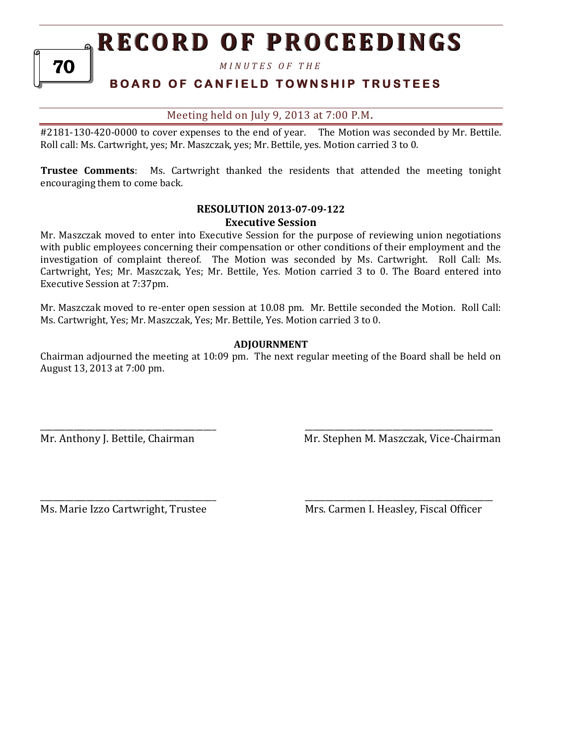#2181-130-420-0000 to cover expenses to the end of year. The Motion was seconded by Mr. Bettile. Roll call: Ms. Cartwright, yes; Mr. Maszczak, yes; Mr. Bettile, yes. Motion carried 3 to 0.

**Trustee Comments**: Ms. Cartwright thanked the residents that attended the meeting tonight encouraging them to come back.

**RESOLUTION 2013-07-09-122**
**Executive Session**

Mr. Maszczak moved to enter into Executive Session for the purpose of reviewing union negotiations with public employees concerning their compensation or other conditions of their employment and the investigation of complaint thereof. The Motion was seconded by Ms. Cartwright. Roll Call: Ms. Cartwright, Yes; Mr. Maszczak, Yes; Mr. Bettile, Yes. Motion carried 3 to 0. The Board entered into Executive Session at 7:37pm.

Mr. Maszczak moved to re-enter open session at 10.08 pm. Mr. Bettile seconded the Motion. Roll Call: Ms. Cartwright, Yes; Mr. Maszczak, Yes; Mr. Bettile, Yes. Motion carried 3 to 0.

**ADJOURNMENT**

Chairman adjourned the meeting at 10:09 pm. The next regular meeting of the Board shall be held on August 13, 2013 at 7:00 pm.

\_\_\_\_\_\_\_\_\_\_\_\_\_\_\_\_\_\_\_\_\_\_\_\_\_\_\_\_\_\_\_\_\_\_\_\_\_\_
Mr. Anthony J. Bettile, Chairman

\_\_\_\_\_\_\_\_\_\_\_\_\_\_\_\_\_\_\_\_\_\_\_\_\_\_\_\_\_\_\_\_\_\_\_\_\_\_
Mr. Stephen M. Maszczak, Vice-Chairman

\_\_\_\_\_\_\_\_\_\_\_\_\_\_\_\_\_\_\_\_\_\_\_\_\_\_\_\_\_\_\_\_\_\_\_\_\_\_
Ms. Marie Izzo Cartwright, Trustee

\_\_\_\_\_\_\_\_\_\_\_\_\_\_\_\_\_\_\_\_\_\_\_\_\_\_\_\_\_\_\_\_\_\_\_\_\_\_
Mrs. Carmen I. Heasley, Fiscal Officer